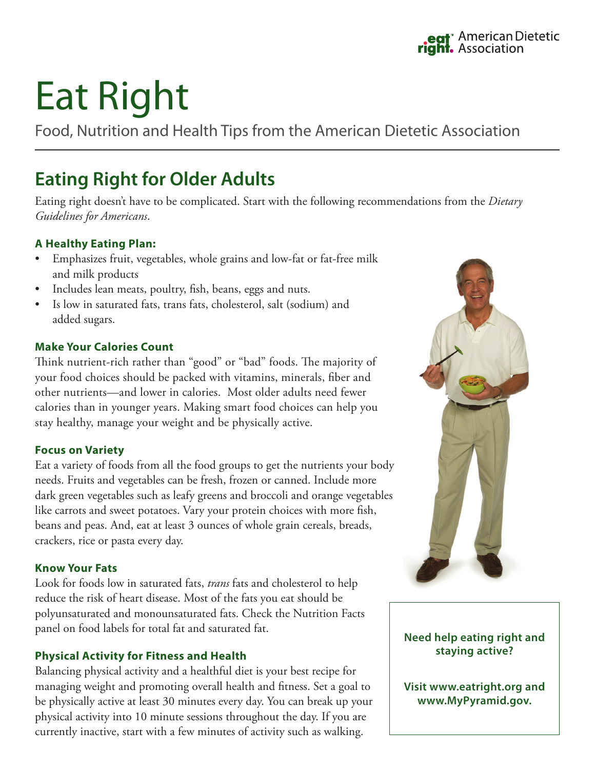eat right. American Dietetic Association

# Eat Right

Food, Nutrition and Health Tips from the American Dietetic Association

## Eating Right for Older Adults

Eating right doesn't have to be complicated. Start with the following recommendations from the *Dietary Guidelines for Americans*.

### A Healthy Eating Plan:

- Emphasizes fruit, vegetables, whole grains and low-fat or fat-free milk and milk products
- Includes lean meats, poultry, fish, beans, eggs and nuts.
- Is low in saturated fats, trans fats, cholesterol, salt (sodium) and added sugars.

### Make Your Calories Count

Think nutrient-rich rather than "good" or "bad" foods. The majority of your food choices should be packed with vitamins, minerals, fiber and other nutrients—and lower in calories. Most older adults need fewer calories than in younger years. Making smart food choices can help you stay healthy, manage your weight and be physically active.

### Focus on Variety

Eat a variety of foods from all the food groups to get the nutrients your body needs. Fruits and vegetables can be fresh, frozen or canned. Include more dark green vegetables such as leafy greens and broccoli and orange vegetables like carrots and sweet potatoes. Vary your protein choices with more fish, beans and peas. And, eat at least 3 ounces of whole grain cereals, breads, crackers, rice or pasta every day.

### Know Your Fats

Look for foods low in saturated fats, *trans* fats and cholesterol to help reduce the risk of heart disease. Most of the fats you eat should be polyunsaturated and monounsaturated fats. Check the Nutrition Facts panel on food labels for total fat and saturated fat.

### Physical Activity for Fitness and Health

Balancing physical activity and a healthful diet is your best recipe for managing weight and promoting overall health and fitness. Set a goal to be physically active at least 30 minutes every day. You can break up your physical activity into 10 minute sessions throughout the day. If you are currently inactive, start with a few minutes of activity such as walking.

**Need help eating right and staying active?**

**Visit www.eatright.org and www.MyPyramid.gov.**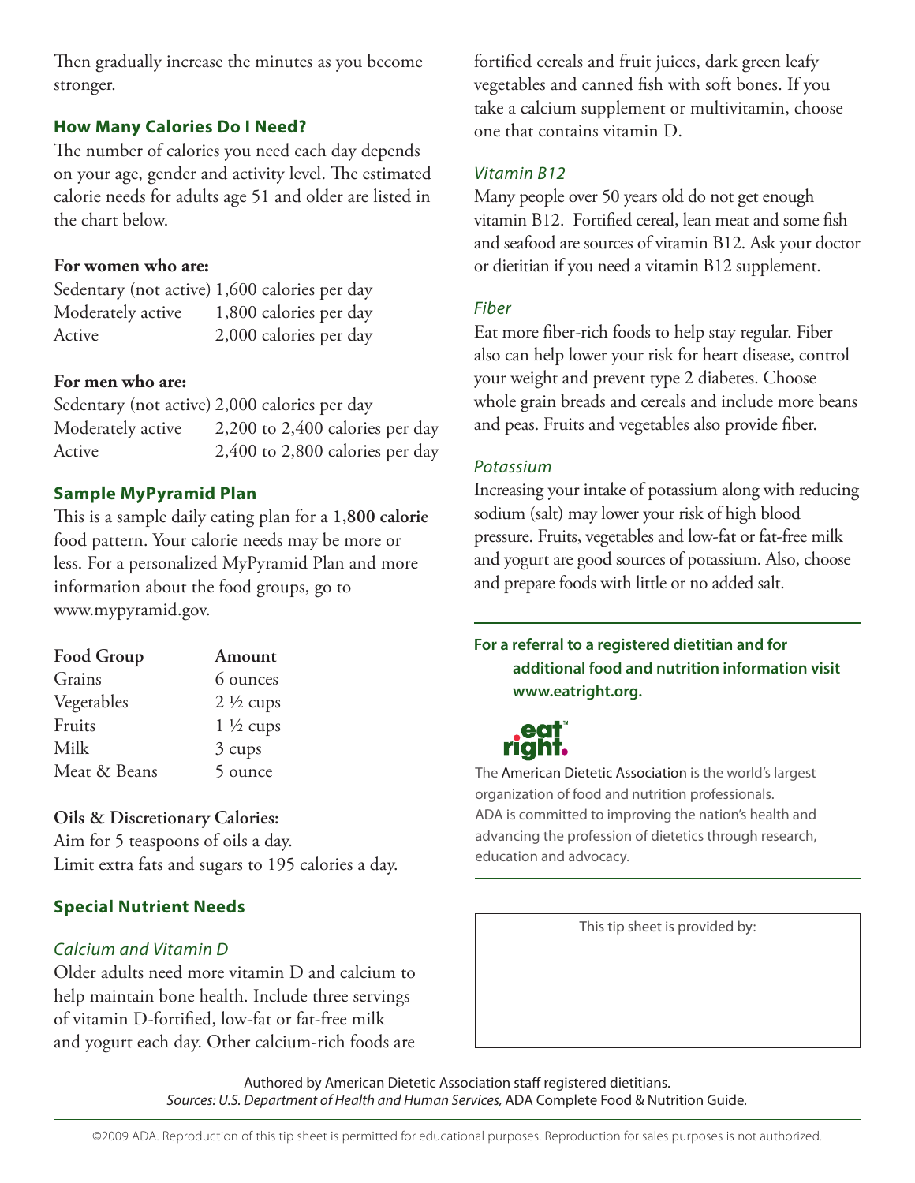Then gradually increase the minutes as you become stronger.

## How Many Calories Do I Need?

The number of calories you need each day depends on your age, gender and activity level. The estimated calorie needs for adults age 51 and older are listed in the chart below.

**For women who are:**

| | |
|---|---|
| Sedentary (not active) | 1,600 calories per day |
| Moderately active | 1,800 calories per day |
| Active | 2,000 calories per day |

**For men who are:**

| | |
|---|---|
| Sedentary (not active) | 2,000 calories per day |
| Moderately active | 2,200 to 2,400 calories per day |
| Active | 2,400 to 2,800 calories per day |

## Sample MyPyramid Plan

This is a sample daily eating plan for a **1,800 calorie** food pattern. Your calorie needs may be more or less. For a personalized MyPyramid Plan and more information about the food groups, go to www.mypyramid.gov.

| Food Group | Amount |
|---|---|
| Grains | 6 ounces |
| Vegetables | 2 ½ cups |
| Fruits | 1 ½ cups |
| Milk | 3 cups |
| Meat & Beans | 5 ounce |

**Oils & Discretionary Calories:**

Aim for 5 teaspoons of oils a day.
Limit extra fats and sugars to 195 calories a day.

## Special Nutrient Needs

### *Calcium and Vitamin D*

Older adults need more vitamin D and calcium to help maintain bone health. Include three servings of vitamin D-fortified, low-fat or fat-free milk and yogurt each day. Other calcium-rich foods are fortified cereals and fruit juices, dark green leafy vegetables and canned fish with soft bones. If you take a calcium supplement or multivitamin, choose one that contains vitamin D.

### *Vitamin B12*

Many people over 50 years old do not get enough vitamin B12. Fortified cereal, lean meat and some fish and seafood are sources of vitamin B12. Ask your doctor or dietitian if you need a vitamin B12 supplement.

### *Fiber*

Eat more fiber-rich foods to help stay regular. Fiber also can help lower your risk for heart disease, control your weight and prevent type 2 diabetes. Choose whole grain breads and cereals and include more beans and peas. Fruits and vegetables also provide fiber.

### *Potassium*

Increasing your intake of potassium along with reducing sodium (salt) may lower your risk of high blood pressure. Fruits, vegetables and low-fat or fat-free milk and yogurt are good sources of potassium. Also, choose and prepare foods with little or no added salt.

**For a referral to a registered dietitian and for additional food and nutrition information visit www.eatright.org.**

eat right.™

The American Dietetic Association is the world's largest organization of food and nutrition professionals. ADA is committed to improving the nation's health and advancing the profession of dietetics through research, education and advocacy.

This tip sheet is provided by:

Authored by American Dietetic Association staff registered dietitians.
*Sources: U.S. Department of Health and Human Services,* ADA Complete Food & Nutrition Guide.

©2009 ADA. Reproduction of this tip sheet is permitted for educational purposes. Reproduction for sales purposes is not authorized.